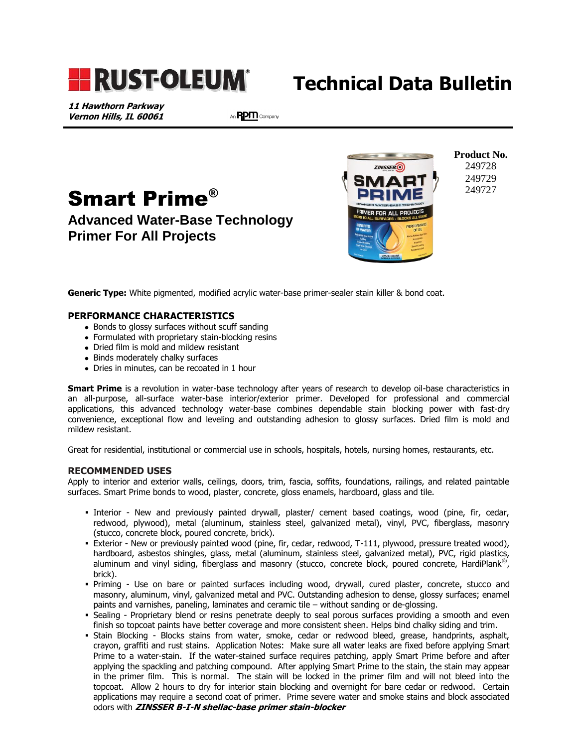# RUST-OLEUM® Technical Data Bulletin

***11 Hawthorn Parkway***
***Vernon Hills, IL 60061***

An RPM Company

**Product No.**
249728
249729
249727

# Smart Prime®

## Advanced Water-Base Technology Primer For All Projects

**Generic Type:** White pigmented, modified acrylic water-base primer-sealer stain killer & bond coat.

### PERFORMANCE CHARACTERISTICS

- Bonds to glossy surfaces without scuff sanding
- Formulated with proprietary stain-blocking resins
- Dried film is mold and mildew resistant
- Binds moderately chalky surfaces
- Dries in minutes, can be recoated in 1 hour

**Smart Prime** is a revolution in water-base technology after years of research to develop oil-base characteristics in an all-purpose, all-surface water-base interior/exterior primer. Developed for professional and commercial applications, this advanced technology water-base combines dependable stain blocking power with fast-dry convenience, exceptional flow and leveling and outstanding adhesion to glossy surfaces. Dried film is mold and mildew resistant.

Great for residential, institutional or commercial use in schools, hospitals, hotels, nursing homes, restaurants, etc.

### RECOMMENDED USES

Apply to interior and exterior walls, ceilings, doors, trim, fascia, soffits, foundations, railings, and related paintable surfaces. Smart Prime bonds to wood, plaster, concrete, gloss enamels, hardboard, glass and tile.

- Interior - New and previously painted drywall, plaster/ cement based coatings, wood (pine, fir, cedar, redwood, plywood), metal (aluminum, stainless steel, galvanized metal), vinyl, PVC, fiberglass, masonry (stucco, concrete block, poured concrete, brick).
- Exterior - New or previously painted wood (pine, fir, cedar, redwood, T-111, plywood, pressure treated wood), hardboard, asbestos shingles, glass, metal (aluminum, stainless steel, galvanized metal), PVC, rigid plastics, aluminum and vinyl siding, fiberglass and masonry (stucco, concrete block, poured concrete, HardiPlank®, brick).
- Priming - Use on bare or painted surfaces including wood, drywall, cured plaster, concrete, stucco and masonry, aluminum, vinyl, galvanized metal and PVC. Outstanding adhesion to dense, glossy surfaces; enamel paints and varnishes, paneling, laminates and ceramic tile – without sanding or de-glossing.
- Sealing - Proprietary blend or resins penetrate deeply to seal porous surfaces providing a smooth and even finish so topcoat paints have better coverage and more consistent sheen. Helps bind chalky siding and trim.
- Stain Blocking - Blocks stains from water, smoke, cedar or redwood bleed, grease, handprints, asphalt, crayon, graffiti and rust stains. Application Notes: Make sure all water leaks are fixed before applying Smart Prime to a water-stain. If the water-stained surface requires patching, apply Smart Prime before and after applying the spackling and patching compound. After applying Smart Prime to the stain, the stain may appear in the primer film. This is normal. The stain will be locked in the primer film and will not bleed into the topcoat. Allow 2 hours to dry for interior stain blocking and overnight for bare cedar or redwood. Certain applications may require a second coat of primer. Prime severe water and smoke stains and block associated odors with ***ZINSSER B-I-N shellac-base primer stain-blocker***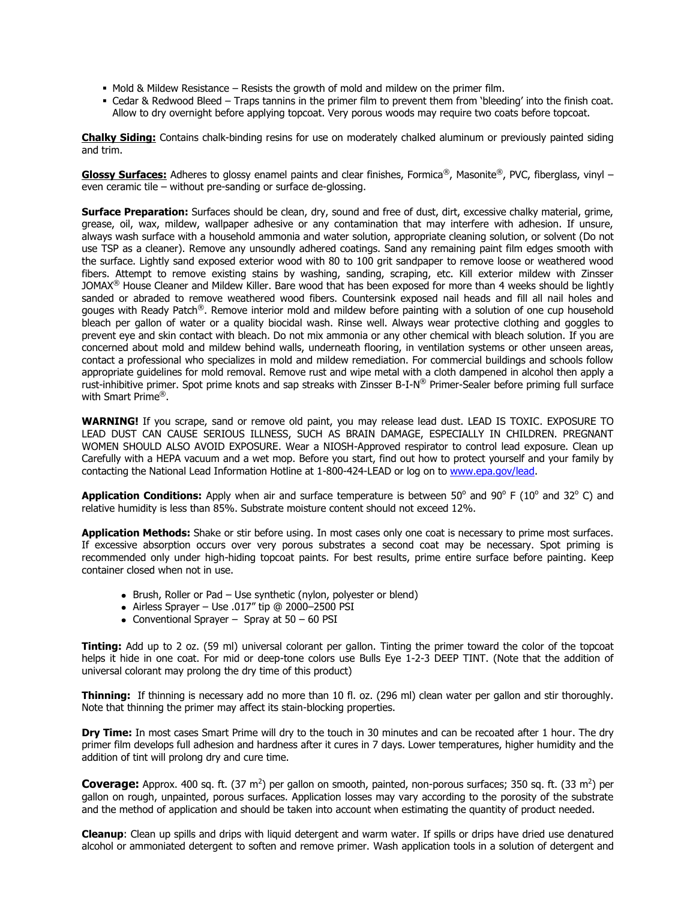- Mold & Mildew Resistance – Resists the growth of mold and mildew on the primer film.
- Cedar & Redwood Bleed – Traps tannins in the primer film to prevent them from 'bleeding' into the finish coat. Allow to dry overnight before applying topcoat. Very porous woods may require two coats before topcoat.

**Chalky Siding:** Contains chalk-binding resins for use on moderately chalked aluminum or previously painted siding and trim.

**Glossy Surfaces:** Adheres to glossy enamel paints and clear finishes, Formica®, Masonite®, PVC, fiberglass, vinyl – even ceramic tile – without pre-sanding or surface de-glossing.

**Surface Preparation:** Surfaces should be clean, dry, sound and free of dust, dirt, excessive chalky material, grime, grease, oil, wax, mildew, wallpaper adhesive or any contamination that may interfere with adhesion. If unsure, always wash surface with a household ammonia and water solution, appropriate cleaning solution, or solvent (Do not use TSP as a cleaner). Remove any unsoundly adhered coatings. Sand any remaining paint film edges smooth with the surface. Lightly sand exposed exterior wood with 80 to 100 grit sandpaper to remove loose or weathered wood fibers. Attempt to remove existing stains by washing, sanding, scraping, etc. Kill exterior mildew with Zinsser JOMAX® House Cleaner and Mildew Killer. Bare wood that has been exposed for more than 4 weeks should be lightly sanded or abraded to remove weathered wood fibers. Countersink exposed nail heads and fill all nail holes and gouges with Ready Patch®. Remove interior mold and mildew before painting with a solution of one cup household bleach per gallon of water or a quality biocidal wash. Rinse well. Always wear protective clothing and goggles to prevent eye and skin contact with bleach. Do not mix ammonia or any other chemical with bleach solution. If you are concerned about mold and mildew behind walls, underneath flooring, in ventilation systems or other unseen areas, contact a professional who specializes in mold and mildew remediation. For commercial buildings and schools follow appropriate guidelines for mold removal. Remove rust and wipe metal with a cloth dampened in alcohol then apply a rust-inhibitive primer. Spot prime knots and sap streaks with Zinsser B-I-N® Primer-Sealer before priming full surface with Smart Prime®.

**WARNING!** If you scrape, sand or remove old paint, you may release lead dust. LEAD IS TOXIC. EXPOSURE TO LEAD DUST CAN CAUSE SERIOUS ILLNESS, SUCH AS BRAIN DAMAGE, ESPECIALLY IN CHILDREN. PREGNANT WOMEN SHOULD ALSO AVOID EXPOSURE. Wear a NIOSH-Approved respirator to control lead exposure. Clean up Carefully with a HEPA vacuum and a wet mop. Before you start, find out how to protect yourself and your family by contacting the National Lead Information Hotline at 1-800-424-LEAD or log on to www.epa.gov/lead.

**Application Conditions:** Apply when air and surface temperature is between 50° and 90° F (10° and 32° C) and relative humidity is less than 85%. Substrate moisture content should not exceed 12%.

**Application Methods:** Shake or stir before using. In most cases only one coat is necessary to prime most surfaces. If excessive absorption occurs over very porous substrates a second coat may be necessary. Spot priming is recommended only under high-hiding topcoat paints. For best results, prime entire surface before painting. Keep container closed when not in use.

- Brush, Roller or Pad – Use synthetic (nylon, polyester or blend)
- Airless Sprayer – Use .017" tip @ 2000–2500 PSI
- Conventional Sprayer – Spray at 50 – 60 PSI

**Tinting:** Add up to 2 oz. (59 ml) universal colorant per gallon. Tinting the primer toward the color of the topcoat helps it hide in one coat. For mid or deep-tone colors use Bulls Eye 1-2-3 DEEP TINT. (Note that the addition of universal colorant may prolong the dry time of this product)

**Thinning:** If thinning is necessary add no more than 10 fl. oz. (296 ml) clean water per gallon and stir thoroughly. Note that thinning the primer may affect its stain-blocking properties.

**Dry Time:** In most cases Smart Prime will dry to the touch in 30 minutes and can be recoated after 1 hour. The dry primer film develops full adhesion and hardness after it cures in 7 days. Lower temperatures, higher humidity and the addition of tint will prolong dry and cure time.

**Coverage:** Approx. 400 sq. ft. (37 $m^2$) per gallon on smooth, painted, non-porous surfaces; 350 sq. ft. (33 $m^2$) per gallon on rough, unpainted, porous surfaces. Application losses may vary according to the porosity of the substrate and the method of application and should be taken into account when estimating the quantity of product needed.

**Cleanup**: Clean up spills and drips with liquid detergent and warm water. If spills or drips have dried use denatured alcohol or ammoniated detergent to soften and remove primer. Wash application tools in a solution of detergent and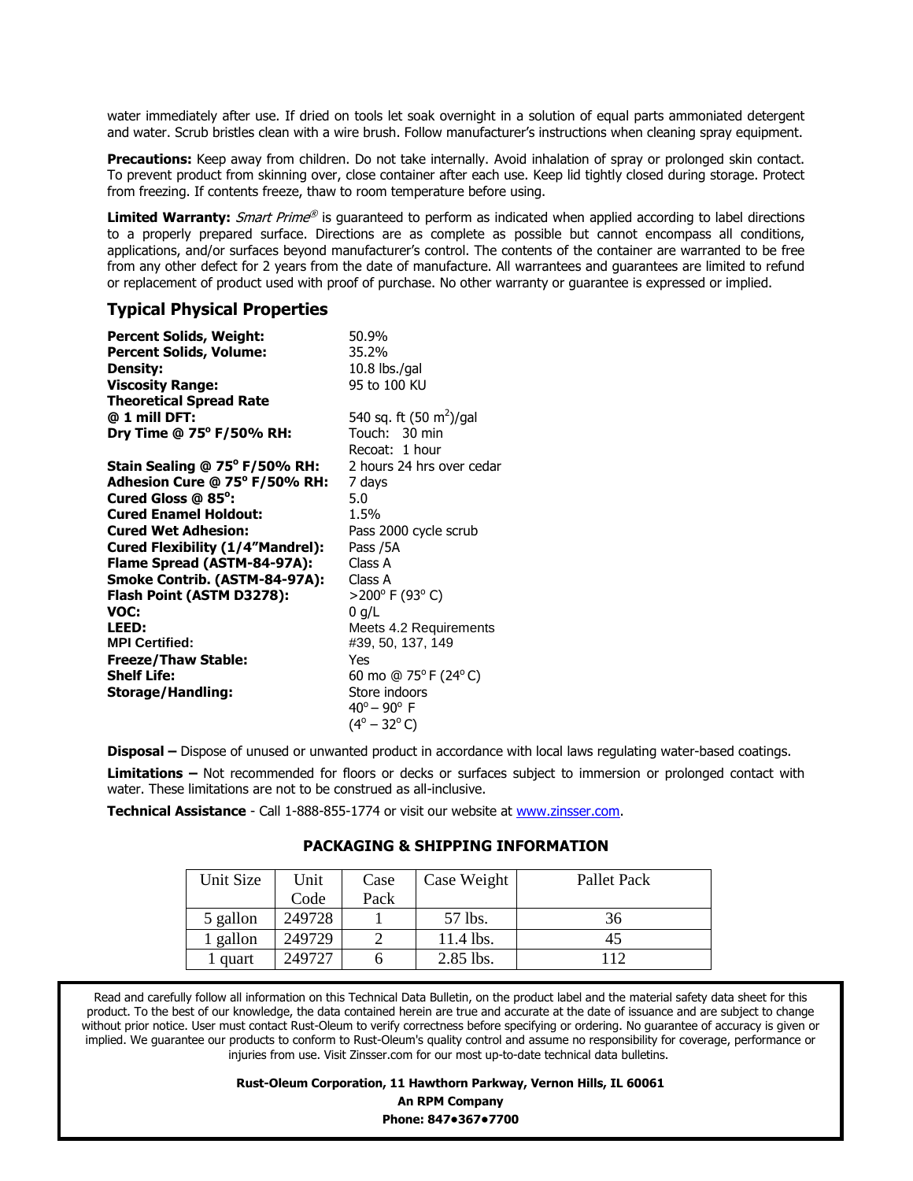water immediately after use. If dried on tools let soak overnight in a solution of equal parts ammoniated detergent and water. Scrub bristles clean with a wire brush. Follow manufacturer's instructions when cleaning spray equipment.

**Precautions:** Keep away from children. Do not take internally. Avoid inhalation of spray or prolonged skin contact. To prevent product from skinning over, close container after each use. Keep lid tightly closed during storage. Protect from freezing. If contents freeze, thaw to room temperature before using.

**Limited Warranty:** *Smart Prime®* is guaranteed to perform as indicated when applied according to label directions to a properly prepared surface. Directions are as complete as possible but cannot encompass all conditions, applications, and/or surfaces beyond manufacturer's control. The contents of the container are warranted to be free from any other defect for 2 years from the date of manufacture. All warrantees and guarantees are limited to refund or replacement of product used with proof of purchase. No other warranty or guarantee is expressed or implied.

## Typical Physical Properties

| | |
|---|---|
| **Percent Solids, Weight:** | 50.9% |
| **Percent Solids, Volume:** | 35.2% |
| **Density:** | 10.8 lbs./gal |
| **Viscosity Range:** | 95 to 100 KU |
| **Theoretical Spread Rate @ 1 mill DFT:** | 540 sq. ft (50 $m^2$)/gal |
| **Dry Time @ 75° F/50% RH:** | Touch: 30 min<br>Recoat: 1 hour |
| **Stain Sealing @ 75° F/50% RH:** | 2 hours 24 hrs over cedar |
| **Adhesion Cure @ 75° F/50% RH:** | 7 days |
| **Cured Gloss @ 85°:** | 5.0 |
| **Cured Enamel Holdout:** | 1.5% |
| **Cured Wet Adhesion:** | Pass 2000 cycle scrub |
| **Cured Flexibility (1/4"Mandrel):** | Pass /5A |
| **Flame Spread (ASTM-84-97A):** | Class A |
| **Smoke Contrib. (ASTM-84-97A):** | Class A |
| **Flash Point (ASTM D3278):** | >200° F (93° C) |
| **VOC:** | 0 g/L |
| **LEED:** | Meets 4.2 Requirements |
| **MPI Certified:** | #39, 50, 137, 149 |
| **Freeze/Thaw Stable:** | Yes |
| **Shelf Life:** | 60 mo @ 75° F (24° C) |
| **Storage/Handling:** | Store indoors<br>40° – 90° F<br>(4° – 32° C) |

**Disposal –** Dispose of unused or unwanted product in accordance with local laws regulating water-based coatings.

**Limitations –** Not recommended for floors or decks or surfaces subject to immersion or prolonged contact with water. These limitations are not to be construed as all-inclusive.

**Technical Assistance** - Call 1-888-855-1774 or visit our website at www.zinsser.com.

### PACKAGING & SHIPPING INFORMATION

| Unit Size | Unit Code | Case Pack | Case Weight | Pallet Pack |
|---|---|---|---|---|
| 5 gallon | 249728 | 1 | 57 lbs. | 36 |
| 1 gallon | 249729 | 2 | 11.4 lbs. | 45 |
| 1 quart | 249727 | 6 | 2.85 lbs. | 112 |

Read and carefully follow all information on this Technical Data Bulletin, on the product label and the material safety data sheet for this product. To the best of our knowledge, the data contained herein are true and accurate at the date of issuance and are subject to change without prior notice. User must contact Rust-Oleum to verify correctness before specifying or ordering. No guarantee of accuracy is given or implied. We guarantee our products to conform to Rust-Oleum's quality control and assume no responsibility for coverage, performance or injuries from use. Visit Zinsser.com for our most up-to-date technical data bulletins.

**Rust-Oleum Corporation, 11 Hawthorn Parkway, Vernon Hills, IL 60061**
**An RPM Company**
**Phone: 847•367•7700**